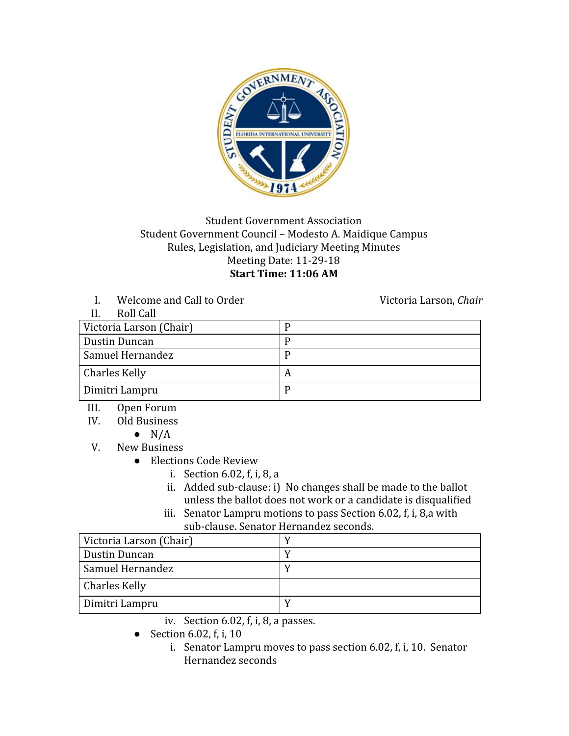Student Government Association
Student Government Council – Modesto A. Maidique Campus
Rules, Legislation, and Judiciary Meeting Minutes
Meeting Date: 11-29-18
**Start Time: 11:06 AM**

I. Welcome and Call to Order — Victoria Larson, *Chair*

II. Roll Call

| Victoria Larson (Chair) | P |
|---|---|
| Dustin Duncan | P |
| Samuel Hernandez | P |
| Charles Kelly | A |
| Dimitri Lampru | P |

III. Open Forum

IV. Old Business
- N/A

V. New Business
- Elections Code Review
  i. Section 6.02, f, i, 8, a
  ii. Added sub-clause: i) No changes shall be made to the ballot unless the ballot does not work or a candidate is disqualified
  iii. Senator Lampru motions to pass Section 6.02, f, i, 8,a with sub-clause. Senator Hernandez seconds.

| Victoria Larson (Chair) | Y |
|---|---|
| Dustin Duncan | Y |
| Samuel Hernandez | Y |
| Charles Kelly | |
| Dimitri Lampru | Y |

  iv. Section 6.02, f, i, 8, a passes.
- Section 6.02, f, i, 10
  i. Senator Lampru moves to pass section 6.02, f, i, 10. Senator Hernandez seconds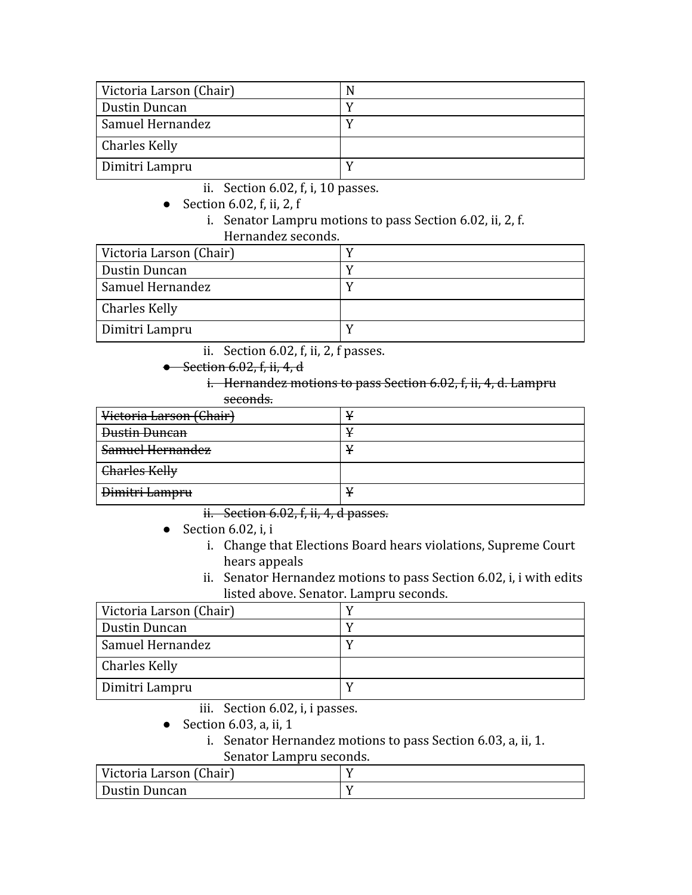| Victoria Larson (Chair) | N |
|---|---|
| Dustin Duncan | Y |
| Samuel Hernandez | Y |
| Charles Kelly | |
| Dimitri Lampru | Y |

ii. Section 6.02, f, i, 10 passes.

- Section 6.02, f, ii, 2, f
    i. Senator Lampru motions to pass Section 6.02, ii, 2, f. Hernandez seconds.

| Victoria Larson (Chair) | Y |
|---|---|
| Dustin Duncan | Y |
| Samuel Hernandez | Y |
| Charles Kelly | |
| Dimitri Lampru | Y |

ii. Section 6.02, f, ii, 2, f passes.

- ~~Section 6.02, f, ii, 4, d~~
    i. ~~Hernandez motions to pass Section 6.02, f, ii, 4, d. Lampru seconds.~~

| ~~Victoria Larson (Chair)~~ | ~~Y~~ |
|---|---|
| ~~Dustin Duncan~~ | ~~Y~~ |
| ~~Samuel Hernandez~~ | ~~Y~~ |
| ~~Charles Kelly~~ | |
| ~~Dimitri Lampru~~ | ~~Y~~ |

ii. ~~Section 6.02, f, ii, 4, d passes.~~

- Section 6.02, i, i
    i. Change that Elections Board hears violations, Supreme Court hears appeals
    ii. Senator Hernandez motions to pass Section 6.02, i, i with edits listed above. Senator. Lampru seconds.

| Victoria Larson (Chair) | Y |
|---|---|
| Dustin Duncan | Y |
| Samuel Hernandez | Y |
| Charles Kelly | |
| Dimitri Lampru | Y |

iii. Section 6.02, i, i passes.

- Section 6.03, a, ii, 1
    i. Senator Hernandez motions to pass Section 6.03, a, ii, 1. Senator Lampru seconds.

| Victoria Larson (Chair) | Y |
|---|---|
| Dustin Duncan | Y |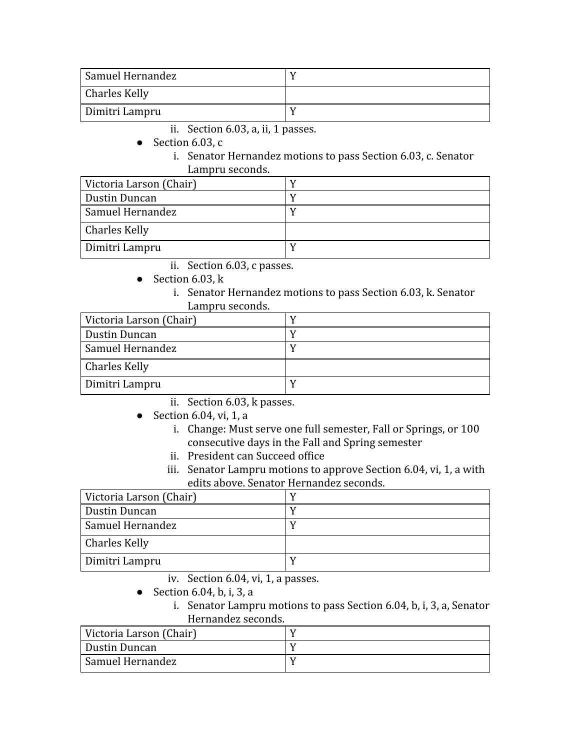| Samuel Hernandez | Y |
| --- | --- |
| Charles Kelly | |
| Dimitri Lampru | Y |

ii. Section 6.03, a, ii, 1 passes.

- Section 6.03, c
  i. Senator Hernandez motions to pass Section 6.03, c. Senator Lampru seconds.

| Victoria Larson (Chair) | Y |
| --- | --- |
| Dustin Duncan | Y |
| Samuel Hernandez | Y |
| Charles Kelly | |
| Dimitri Lampru | Y |

ii. Section 6.03, c passes.

- Section 6.03, k
  i. Senator Hernandez motions to pass Section 6.03, k. Senator Lampru seconds.

| Victoria Larson (Chair) | Y |
| --- | --- |
| Dustin Duncan | Y |
| Samuel Hernandez | Y |
| Charles Kelly | |
| Dimitri Lampru | Y |

ii. Section 6.03, k passes.

- Section 6.04, vi, 1, a
  i. Change: Must serve one full semester, Fall or Springs, or 100 consecutive days in the Fall and Spring semester
  ii. President can Succeed office
  iii. Senator Lampru motions to approve Section 6.04, vi, 1, a with edits above. Senator Hernandez seconds.

| Victoria Larson (Chair) | Y |
| --- | --- |
| Dustin Duncan | Y |
| Samuel Hernandez | Y |
| Charles Kelly | |
| Dimitri Lampru | Y |

iv. Section 6.04, vi, 1, a passes.

- Section 6.04, b, i, 3, a
  i. Senator Lampru motions to pass Section 6.04, b, i, 3, a, Senator Hernandez seconds.

| Victoria Larson (Chair) | Y |
| --- | --- |
| Dustin Duncan | Y |
| Samuel Hernandez | Y |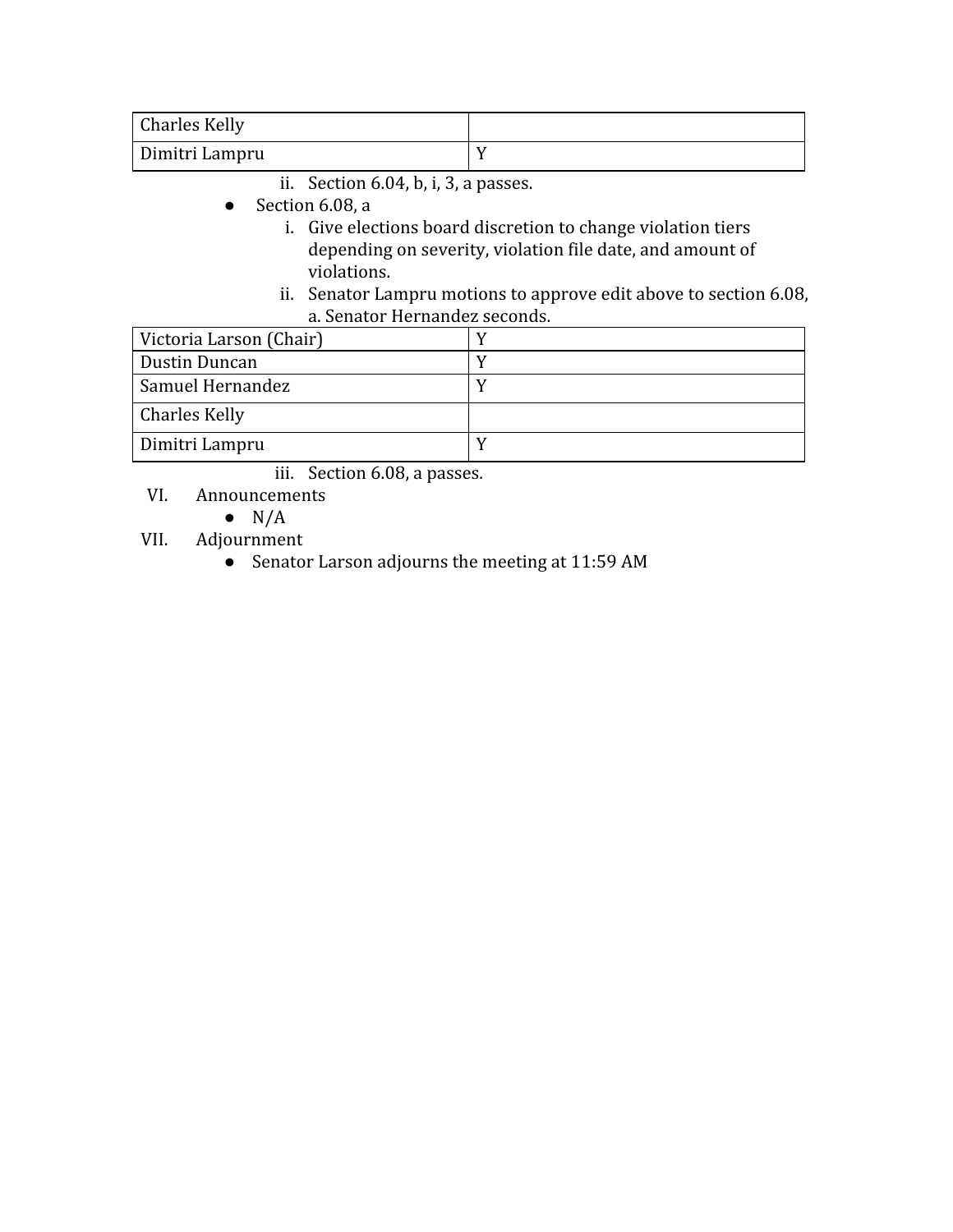| | |
|---|---|
| Charles Kelly | |
| Dimitri Lampru | Y |

ii. Section 6.04, b, i, 3, a passes.

- Section 6.08, a
  i. Give elections board discretion to change violation tiers depending on severity, violation file date, and amount of violations.
  ii. Senator Lampru motions to approve edit above to section 6.08, a. Senator Hernandez seconds.

| | |
|---|---|
| Victoria Larson (Chair) | Y |
| Dustin Duncan | Y |
| Samuel Hernandez | Y |
| Charles Kelly | |
| Dimitri Lampru | Y |

iii. Section 6.08, a passes.

VI. Announcements
- N/A

VII. Adjournment
- Senator Larson adjourns the meeting at 11:59 AM